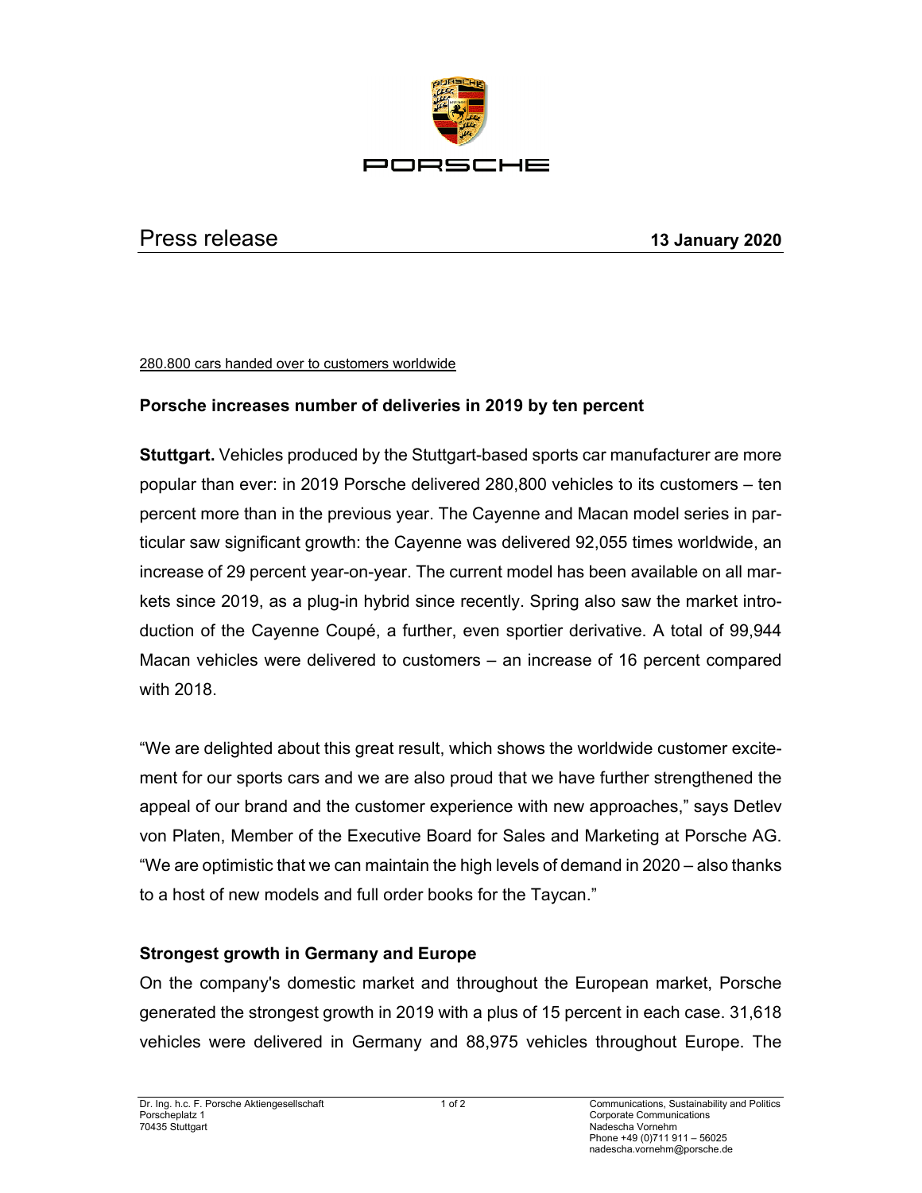PORSCHE

# Press release

**13 January 2020**

<u>280.800 cars handed over to customers worldwide</u>

## Porsche increases number of deliveries in 2019 by ten percent

**Stuttgart.** Vehicles produced by the Stuttgart-based sports car manufacturer are more popular than ever: in 2019 Porsche delivered 280,800 vehicles to its customers – ten percent more than in the previous year. The Cayenne and Macan model series in particular saw significant growth: the Cayenne was delivered 92,055 times worldwide, an increase of 29 percent year-on-year. The current model has been available on all markets since 2019, as a plug-in hybrid since recently. Spring also saw the market introduction of the Cayenne Coupé, a further, even sportier derivative. A total of 99,944 Macan vehicles were delivered to customers – an increase of 16 percent compared with 2018.

"We are delighted about this great result, which shows the worldwide customer excitement for our sports cars and we are also proud that we have further strengthened the appeal of our brand and the customer experience with new approaches," says Detlev von Platen, Member of the Executive Board for Sales and Marketing at Porsche AG. "We are optimistic that we can maintain the high levels of demand in 2020 – also thanks to a host of new models and full order books for the Taycan."

### Strongest growth in Germany and Europe

On the company's domestic market and throughout the European market, Porsche generated the strongest growth in 2019 with a plus of 15 percent in each case. 31,618 vehicles were delivered in Germany and 88,975 vehicles throughout Europe. The

Dr. Ing. h.c. F. Porsche Aktiengesellschaft
Porscheplatz 1
70435 Stuttgart

Communications, Sustainability and Politics
Corporate Communications
Nadescha Vornehm
Phone +49 (0)711 911 – 56025
nadescha.vornehm@porsche.de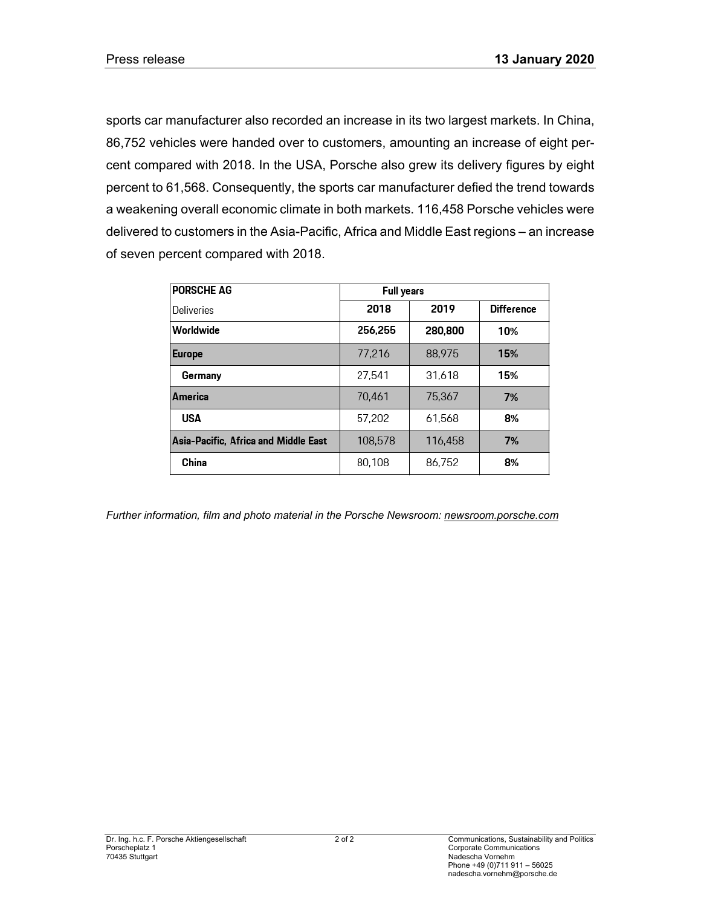sports car manufacturer also recorded an increase in its two largest markets. In China, 86,752 vehicles were handed over to customers, amounting an increase of eight percent compared with 2018. In the USA, Porsche also grew its delivery figures by eight percent to 61,568. Consequently, the sports car manufacturer defied the trend towards a weakening overall economic climate in both markets. 116,458 Porsche vehicles were delivered to customers in the Asia-Pacific, Africa and Middle East regions – an increase of seven percent compared with 2018.

| **PORSCHE AG** | **Full years** | | |
|---|---|---|---|
| Deliveries | **2018** | **2019** | **Difference** |
| **Worldwide** | **256,255** | **280,800** | **10%** |
| **Europe** | 77,216 | 88,975 | **15%** |
| **Germany** | 27,541 | 31,618 | **15%** |
| **America** | 70,461 | 75,367 | **7%** |
| **USA** | 57,202 | 61,568 | **8%** |
| **Asia-Pacific, Africa and Middle East** | 108,578 | 116,458 | **7%** |
| **China** | 80,108 | 86,752 | **8%** |

*Further information, film and photo material in the Porsche Newsroom: newsroom.porsche.com*

Dr. Ing. h.c. F. Porsche Aktiengesellschaft
Porscheplatz 1
70435 Stuttgart

Communications, Sustainability and Politics
Corporate Communications
Nadescha Vornehm
Phone +49 (0)711 911 – 56025
nadescha.vornehm@porsche.de